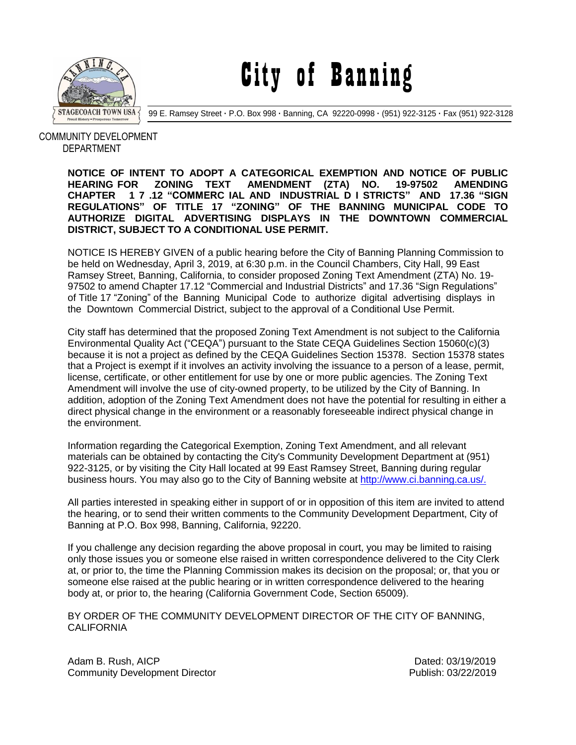# City of Banning

99 E. Ramsey Street · P.O. Box 998 · Banning, CA 92220-0998 · (951) 922-3125 · Fax (951) 922-3128

COMMUNITY DEVELOPMENT DEPARTMENT

**NOTICE OF INTENT TO ADOPT A CATEGORICAL EXEMPTION AND NOTICE OF PUBLIC HEARING FOR ZONING TEXT AMENDMENT (ZTA) NO. 19-97502 AMENDING CHAPTER 17.12 "COMMERCIAL AND INDUSTRIAL DISTRICTS" AND 17.36 "SIGN REGULATIONS" OF TITLE 17 "ZONING" OF THE BANNING MUNICIPAL CODE TO AUTHORIZE DIGITAL ADVERTISING DISPLAYS IN THE DOWNTOWN COMMERCIAL DISTRICT, SUBJECT TO A CONDITIONAL USE PERMIT.**

NOTICE IS HEREBY GIVEN of a public hearing before the City of Banning Planning Commission to be held on Wednesday, April 3, 2019, at 6:30 p.m. in the Council Chambers, City Hall, 99 East Ramsey Street, Banning, California, to consider proposed Zoning Text Amendment (ZTA) No. 19-97502 to amend Chapter 17.12 "Commercial and Industrial Districts" and 17.36 "Sign Regulations" of Title 17 "Zoning" of the Banning Municipal Code to authorize digital advertising displays in the Downtown Commercial District, subject to the approval of a Conditional Use Permit.

City staff has determined that the proposed Zoning Text Amendment is not subject to the California Environmental Quality Act ("CEQA") pursuant to the State CEQA Guidelines Section 15060(c)(3) because it is not a project as defined by the CEQA Guidelines Section 15378. Section 15378 states that a Project is exempt if it involves an activity involving the issuance to a person of a lease, permit, license, certificate, or other entitlement for use by one or more public agencies. The Zoning Text Amendment will involve the use of city-owned property, to be utilized by the City of Banning. In addition, adoption of the Zoning Text Amendment does not have the potential for resulting in either a direct physical change in the environment or a reasonably foreseeable indirect physical change in the environment.

Information regarding the Categorical Exemption, Zoning Text Amendment, and all relevant materials can be obtained by contacting the City's Community Development Department at (951) 922-3125, or by visiting the City Hall located at 99 East Ramsey Street, Banning during regular business hours. You may also go to the City of Banning website at http://www.ci.banning.ca.us/.

All parties interested in speaking either in support of or in opposition of this item are invited to attend the hearing, or to send their written comments to the Community Development Department, City of Banning at P.O. Box 998, Banning, California, 92220.

If you challenge any decision regarding the above proposal in court, you may be limited to raising only those issues you or someone else raised in written correspondence delivered to the City Clerk at, or prior to, the time the Planning Commission makes its decision on the proposal; or, that you or someone else raised at the public hearing or in written correspondence delivered to the hearing body at, or prior to, the hearing (California Government Code, Section 65009).

BY ORDER OF THE COMMUNITY DEVELOPMENT DIRECTOR OF THE CITY OF BANNING, CALIFORNIA

Adam B. Rush, AICP
Community Development Director

Dated: 03/19/2019
Publish: 03/22/2019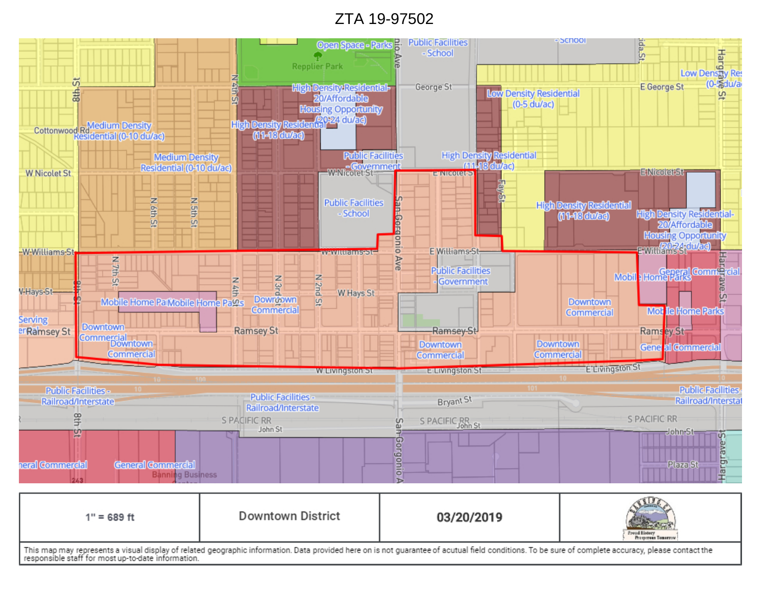# ZTA 19-97502

Open Space - Parks
Repplier Park
Public Facilities - School
- School
High Density Residential-20/Affordable Housing Opportunity (20-24 du/ac)
Low Density Residential (0-5 du/ac)
Low Density Res (0-5 du/ac)
8th St
N 4th St
George St
E George St
Hargrave St
Cottonwood Rd
Medium Density Residential (0-10 du/ac)
High Density Residential (11-18 du/ac)
Medium Density Residential (0-10 du/ac)
Public Facilities - Government
High Density Residential (11-18 du/ac)
W Nicolet St
W Nicolet St
E Nicolet St
E Nicolet St
Fay St
N 6th St
N 5th St
Public Facilities - School
San Gorgonio Ave
High Density Residential (11-18 du/ac)
High Density Residential-20/Affordable Housing Opportunity (20-24 du/ac)
W Williams St
W Williams St
E Williams St
E Williams St
N 7th St
Public Facilities - Government
Mobile Home Parks
General Commercial
W Hays St
N 4th St
N 3rd St
N 2nd St
W Hays St
8th St
Mobile Home Parks
Mobile Home Parks
Downtown Commercial
Downtown Commercial
Mobile Home Parks
Serving
Ramsey St
Downtown Commercial
Ramsey St
Ramsey St
Ramsey St
Downtown Commercial
Downtown Commercial
Downtown Commercial
General Commercial
W Livingston St
E Livingston St
E Livingston St
Public Facilities - Railroad/Interstate
Public Facilities - Railroad/Interstate
Bryant St
Public Facilities - Railroad/Interstate
8th St
S PACIFIC RR
S PACIFIC RR
S PACIFIC RR
John St
John St
John St
General Commercial
General Commercial
Banning Business Center
Plaza St
Hargrave St

| | | | |
|---|---|---|---|
| 1" = 689 ft | Downtown District | 03/20/2019 | Proud History Prosperous Tomorrow |

This map may represents a visual display of related geographic information. Data provided here on is not guarantee of acutual field conditions. To be sure of complete accuracy, please contact the responsible staff for most up-to-date information.